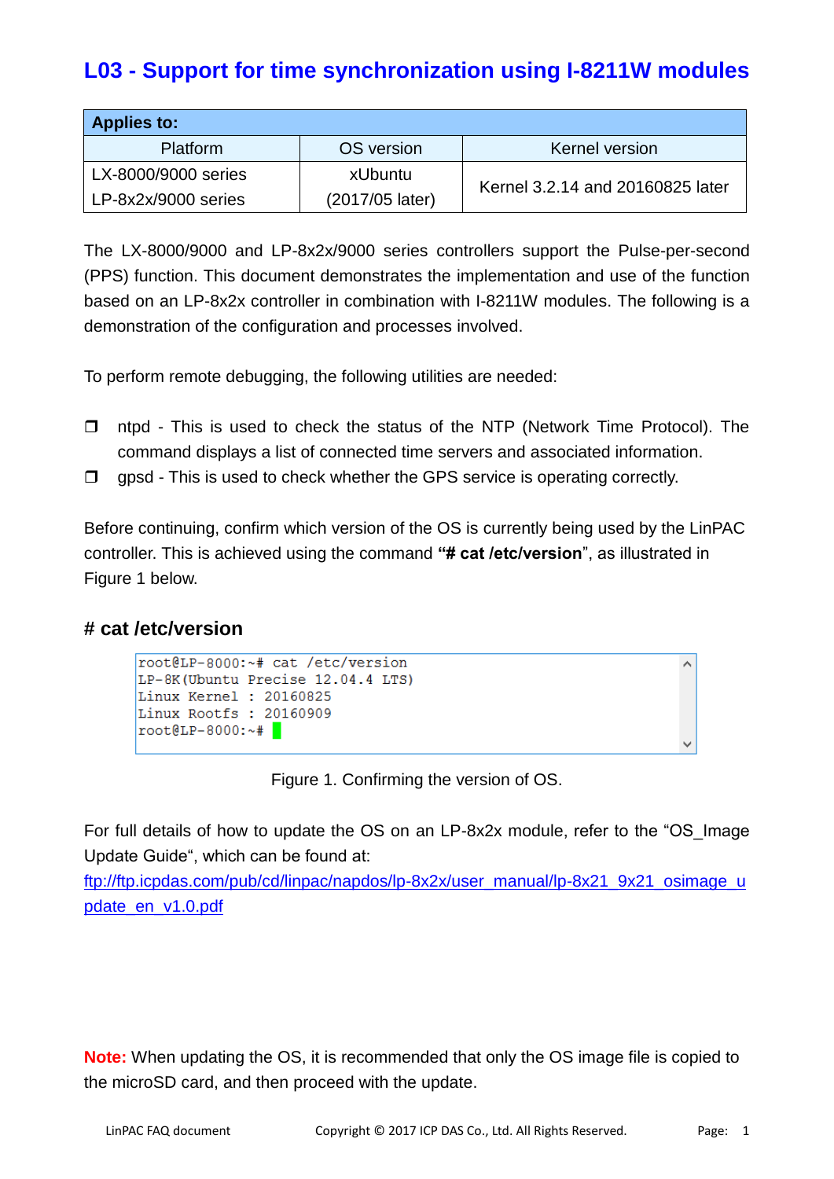# L03 - Support for time synchronization using I-8211W modules

| Applies to: | | |
|---|---|---|
| Platform | OS version | Kernel version |
| LX-8000/9000 series<br>LP-8x2x/9000 series | xUbuntu<br>(2017/05 later) | Kernel 3.2.14 and 20160825 later |

The LX-8000/9000 and LP-8x2x/9000 series controllers support the Pulse-per-second (PPS) function. This document demonstrates the implementation and use of the function based on an LP-8x2x controller in combination with I-8211W modules. The following is a demonstration of the configuration and processes involved.

To perform remote debugging, the following utilities are needed:

- ntpd - This is used to check the status of the NTP (Network Time Protocol). The command displays a list of connected time servers and associated information.
- gpsd - This is used to check whether the GPS service is operating correctly.

Before continuing, confirm which version of the OS is currently being used by the LinPAC controller. This is achieved using the command **"# cat /etc/version**", as illustrated in Figure 1 below.

### # cat /etc/version

```
root@LP-8000:~# cat /etc/version
LP-8K(Ubuntu Precise 12.04.4 LTS)
Linux Kernel : 20160825
Linux Rootfs : 20160909
root@LP-8000:~#
```

Figure 1. Confirming the version of OS.

For full details of how to update the OS on an LP-8x2x module, refer to the "OS_Image Update Guide", which can be found at:
ftp://ftp.icpdas.com/pub/cd/linpac/napdos/lp-8x2x/user_manual/lp-8x21_9x21_osimage_update_en_v1.0.pdf

**Note:** When updating the OS, it is recommended that only the OS image file is copied to the microSD card, and then proceed with the update.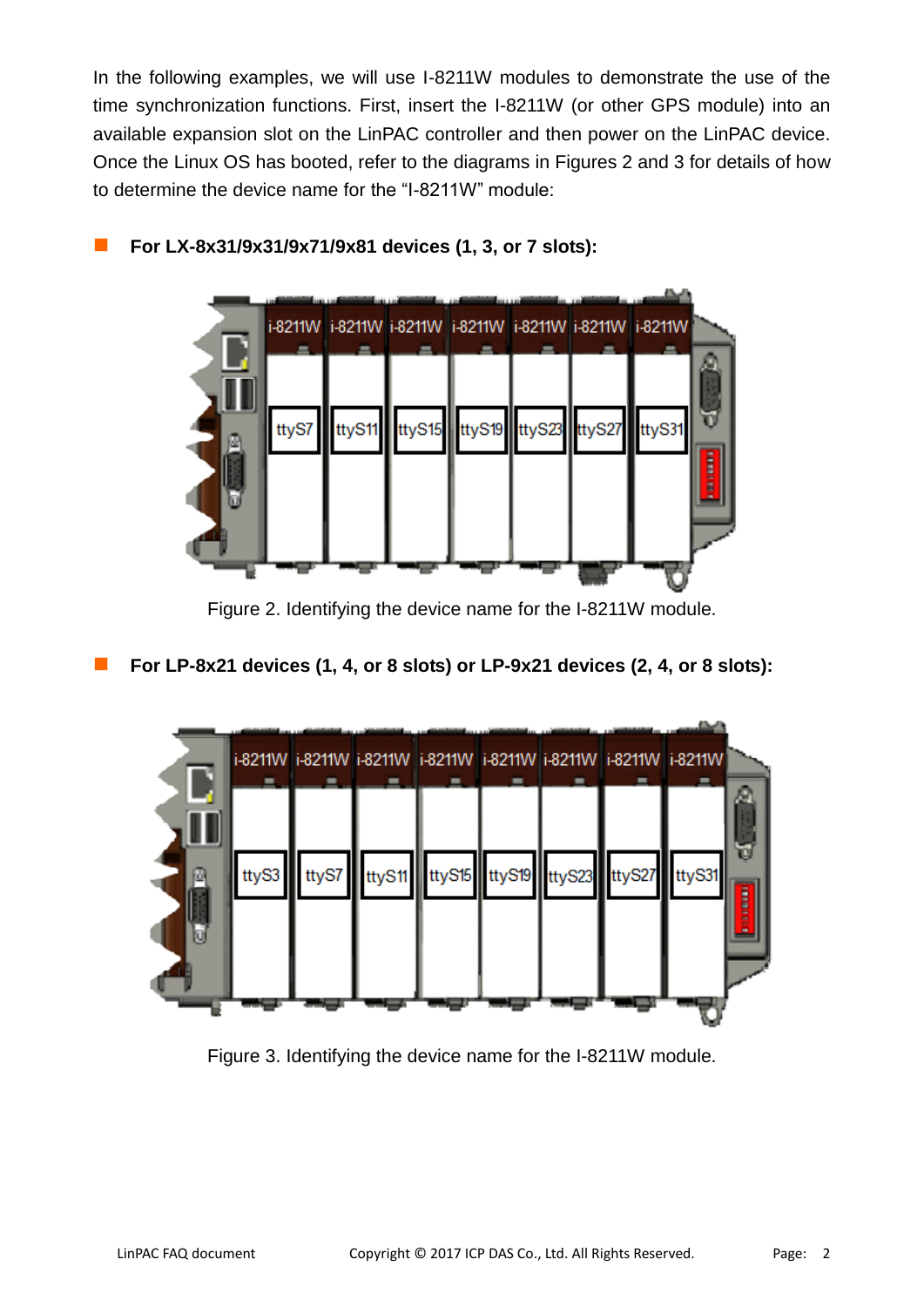In the following examples, we will use I-8211W modules to demonstrate the use of the time synchronization functions. First, insert the I-8211W (or other GPS module) into an available expansion slot on the LinPAC controller and then power on the LinPAC device. Once the Linux OS has booted, refer to the diagrams in Figures 2 and 3 for details of how to determine the device name for the "I-8211W" module:

- **For LX-8x31/9x31/9x71/9x81 devices (1, 3, or 7 slots):**

Figure 2. Identifying the device name for the I-8211W module.

- **For LP-8x21 devices (1, 4, or 8 slots) or LP-9x21 devices (2, 4, or 8 slots):**

Figure 3. Identifying the device name for the I-8211W module.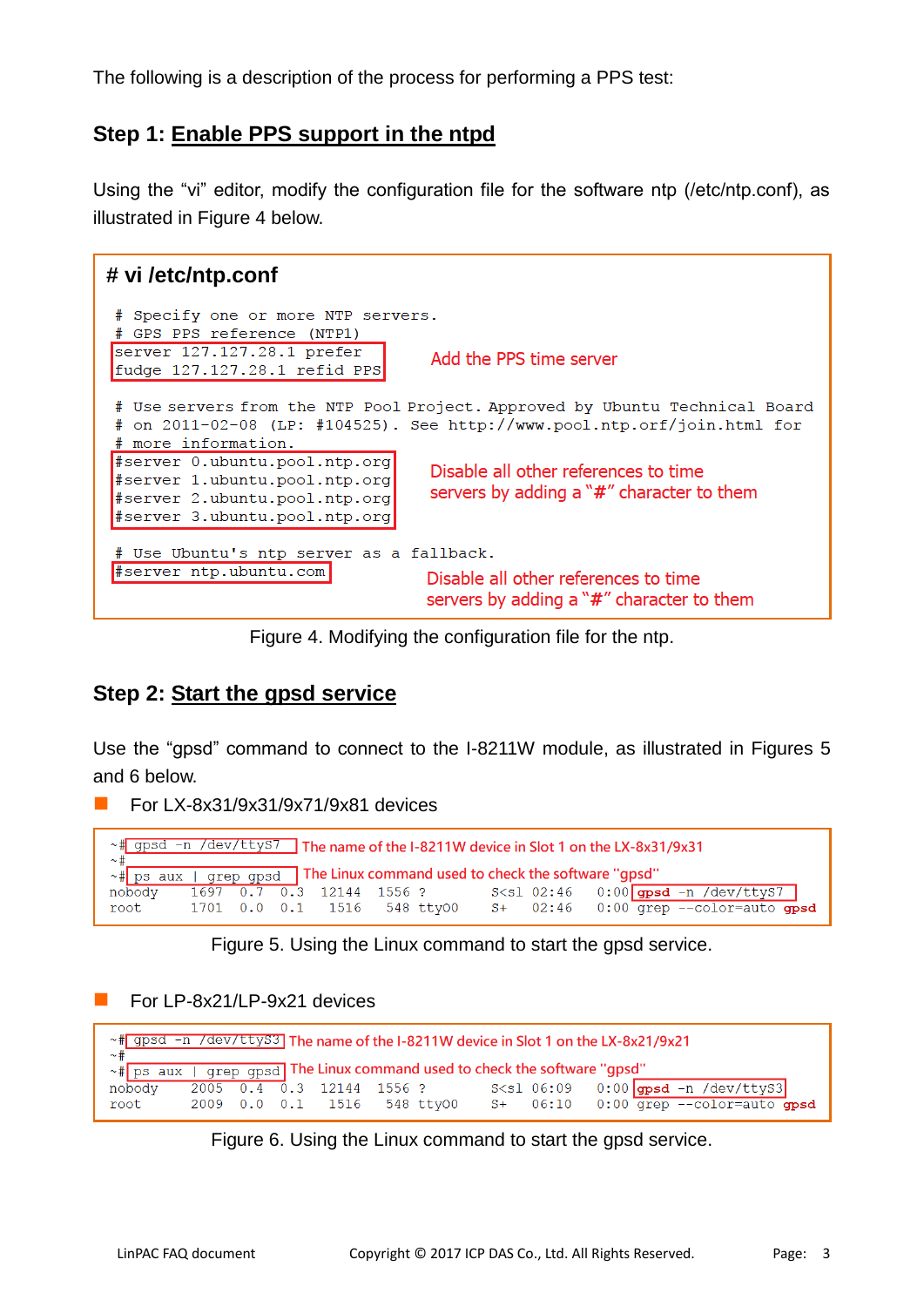The following is a description of the process for performing a PPS test:

### Step 1: Enable PPS support in the ntpd

Using the "vi" editor, modify the configuration file for the software ntp (/etc/ntp.conf), as illustrated in Figure 4 below.

**# vi /etc/ntp.conf**

```
# Specify one or more NTP servers.
# GPS PPS reference (NTP1)
server 127.127.28.1 prefer
fudge 127.127.28.1 refid PPS

# Use servers from the NTP Pool Project. Approved by Ubuntu Technical Board
# on 2011-02-08 (LP: #104525). See http://www.pool.ntp.orf/join.html for
# more information.
#server 0.ubuntu.pool.ntp.org
#server 1.ubuntu.pool.ntp.org
#server 2.ubuntu.pool.ntp.org
#server 3.ubuntu.pool.ntp.org

# Use Ubuntu's ntp server as a fallback.
#server ntp.ubuntu.com
```

Add the PPS time server

Disable all other references to time servers by adding a "#" character to them

Disable all other references to time servers by adding a "#" character to them

Figure 4. Modifying the configuration file for the ntp.

### Step 2: Start the gpsd service

Use the "gpsd" command to connect to the I-8211W module, as illustrated in Figures 5 and 6 below.

- For LX-8x31/9x31/9x71/9x81 devices

```
~# gpsd -n /dev/ttyS7
~#
~# ps aux | grep gpsd
nobody    1697  0.7  0.3  12144  1556 ?      S<sl 02:46   0:00 gpsd -n /dev/ttyS7
root      1701  0.0  0.1   1516   548 ttyO0  S+   02:46   0:00 grep --color=auto gpsd
```

The name of the I-8211W device in Slot 1 on the LX-8x31/9x31

The Linux command used to check the software "gpsd"

Figure 5. Using the Linux command to start the gpsd service.

- For LP-8x21/LP-9x21 devices

```
~# gpsd -n /dev/ttyS3
~#
~# ps aux | grep gpsd
nobody    2005  0.4  0.3  12144  1556 ?      S<sl 06:09   0:00 gpsd -n /dev/ttyS3
root      2009  0.0  0.1   1516   548 ttyO0  S+   06:10   0:00 grep --color=auto gpsd
```

The name of the I-8211W device in Slot 1 on the LX-8x21/9x21

The Linux command used to check the software "gpsd"

Figure 6. Using the Linux command to start the gpsd service.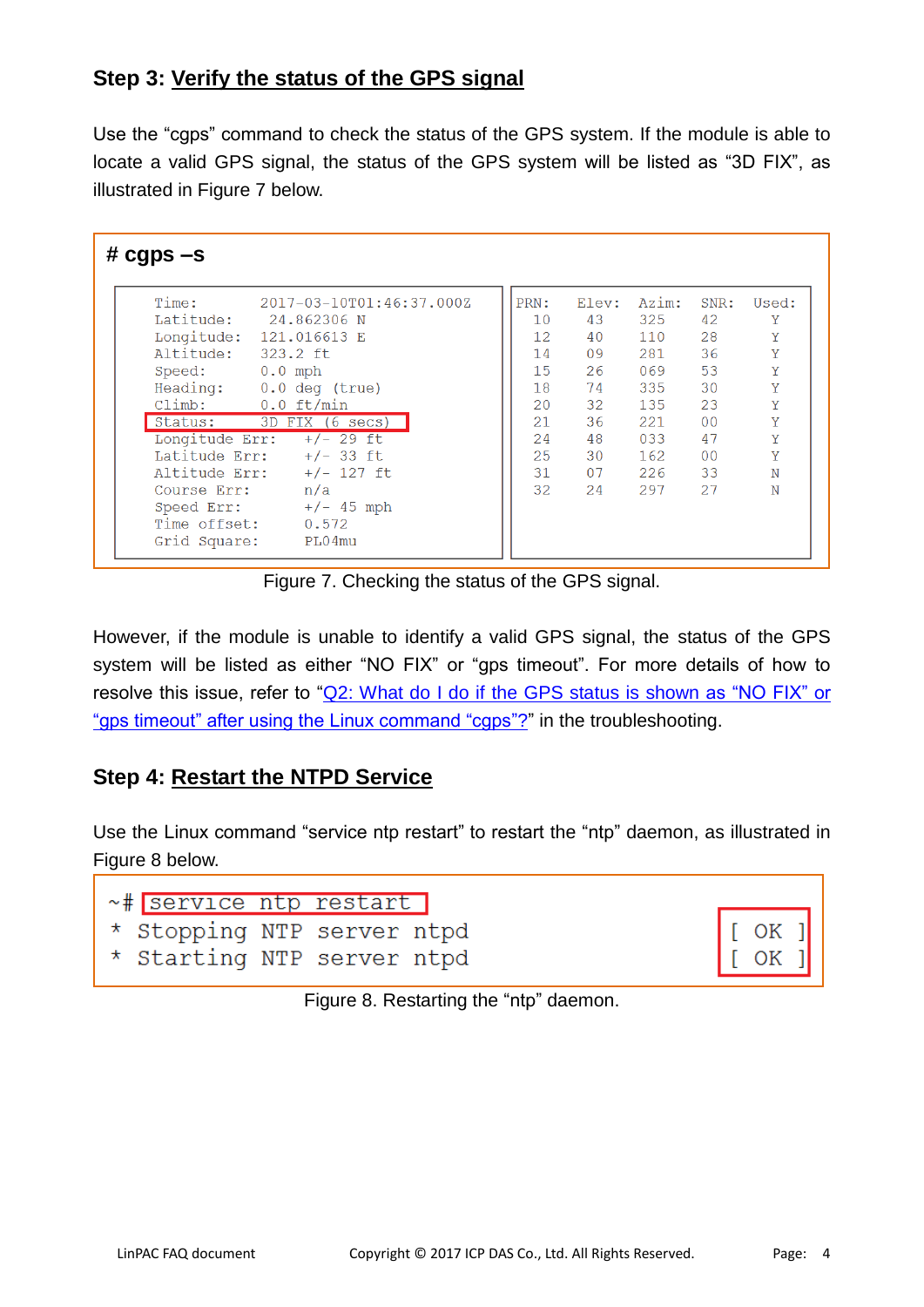### Step 3: Verify the status of the GPS signal

Use the "cgps" command to check the status of the GPS system. If the module is able to locate a valid GPS signal, the status of the GPS system will be listed as "3D FIX", as illustrated in Figure 7 below.

```
# cgps –s

Time:          2017-03-10T01:46:37.000Z
Latitude:       24.862306 N
Longitude:     121.016613 E
Altitude:      323.2 ft
Speed:         0.0 mph
Heading:       0.0 deg (true)
Climb:         0.0 ft/min
Status:        3D FIX (6 secs)
Longitude Err:     +/- 29 ft
Latitude Err:      +/- 33 ft
Altitude Err:      +/- 127 ft
Course Err:        n/a
Speed Err:         +/- 45 mph
Time offset:       0.572
Grid Square:       PL04mu
```

| PRN: | Elev: | Azim: | SNR: | Used: |
|---|---|---|---|---|
| 10 | 43 | 325 | 42 | Y |
| 12 | 40 | 110 | 28 | Y |
| 14 | 09 | 281 | 36 | Y |
| 15 | 26 | 069 | 53 | Y |
| 18 | 74 | 335 | 30 | Y |
| 20 | 32 | 135 | 23 | Y |
| 21 | 36 | 221 | 00 | Y |
| 24 | 48 | 033 | 47 | Y |
| 25 | 30 | 162 | 00 | Y |
| 31 | 07 | 226 | 33 | N |
| 32 | 24 | 297 | 27 | N |

Figure 7. Checking the status of the GPS signal.

However, if the module is unable to identify a valid GPS signal, the status of the GPS system will be listed as either "NO FIX" or "gps timeout". For more details of how to resolve this issue, refer to "Q2: What do I do if the GPS status is shown as "NO FIX" or "gps timeout" after using the Linux command "cgps"?" in the troubleshooting.

### Step 4: Restart the NTPD Service

Use the Linux command "service ntp restart" to restart the "ntp" daemon, as illustrated in Figure 8 below.

```
~# service ntp restart
 * Stopping NTP server ntpd                [ OK ]
 * Starting NTP server ntpd                [ OK ]
```

Figure 8. Restarting the "ntp" daemon.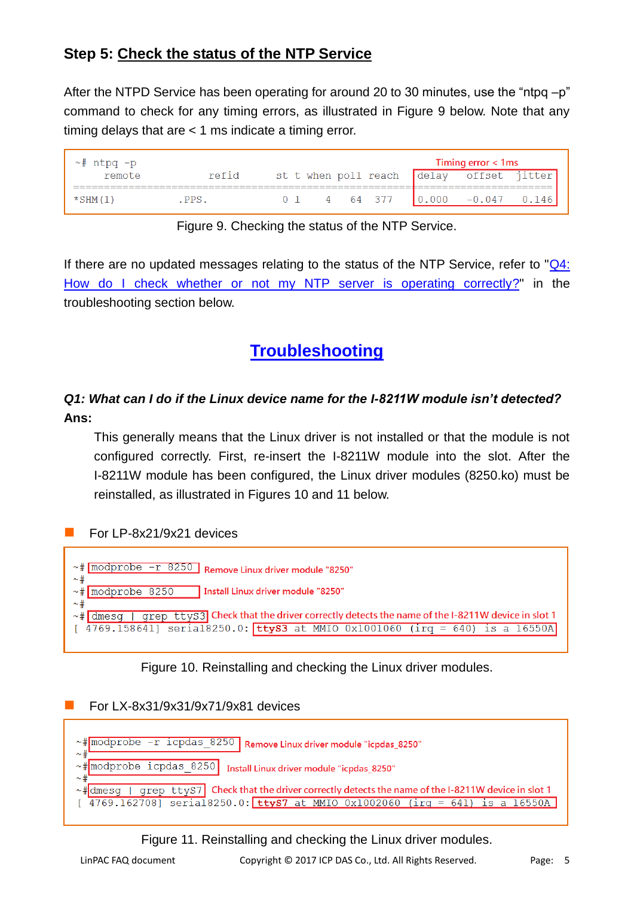### Step 5: Check the status of the NTP Service

After the NTPD Service has been operating for around 20 to 30 minutes, use the "ntpq –p" command to check for any timing errors, as illustrated in Figure 9 below. Note that any timing delays that are < 1 ms indicate a timing error.

```
~# ntpq -p
     remote           refid      st t when poll reach   delay   offset  jitter
==============================================================================
*SHM(1)          .PPS.            0 1    4   64  377    0.000   -0.047   0.146
```

Timing error < 1ms

Figure 9. Checking the status of the NTP Service.

If there are no updated messages relating to the status of the NTP Service, refer to "Q4: How do I check whether or not my NTP server is operating correctly?" in the troubleshooting section below.

## Troubleshooting

***Q1: What can I do if the Linux device name for the I-8211W module isn't detected?***

**Ans:**

This generally means that the Linux driver is not installed or that the module is not configured correctly. First, re-insert the I-8211W module into the slot. After the I-8211W module has been configured, the Linux driver modules (8250.ko) must be reinstalled, as illustrated in Figures 10 and 11 below.

- For LP-8x21/9x21 devices

```
~# modprobe -r 8250          Remove Linux driver module "8250"
~#
~# modprobe 8250             Install Linux driver module "8250"
~#
~# dmesg | grep ttyS3        Check that the driver correctly detects the name of the I-8211W device in slot 1
[ 4769.158641] serial8250.0: ttyS3 at MMIO 0x1001060 (irq = 640) is a 16550A
```

Figure 10. Reinstalling and checking the Linux driver modules.

- For LX-8x31/9x31/9x71/9x81 devices

```
~#modprobe -r icpdas_8250    Remove Linux driver module "icpdas_8250"
~#
~#modprobe icpdas_8250       Install Linux driver module "icpdas_8250"
~#
~#dmesg | grep ttyS7         Check that the driver correctly detects the name of the I-8211W device in slot 1
[ 4769.162708] serial8250.0: ttyS7 at MMIO 0x1002060 (irq = 641) is a 16550A
```

Figure 11. Reinstalling and checking the Linux driver modules.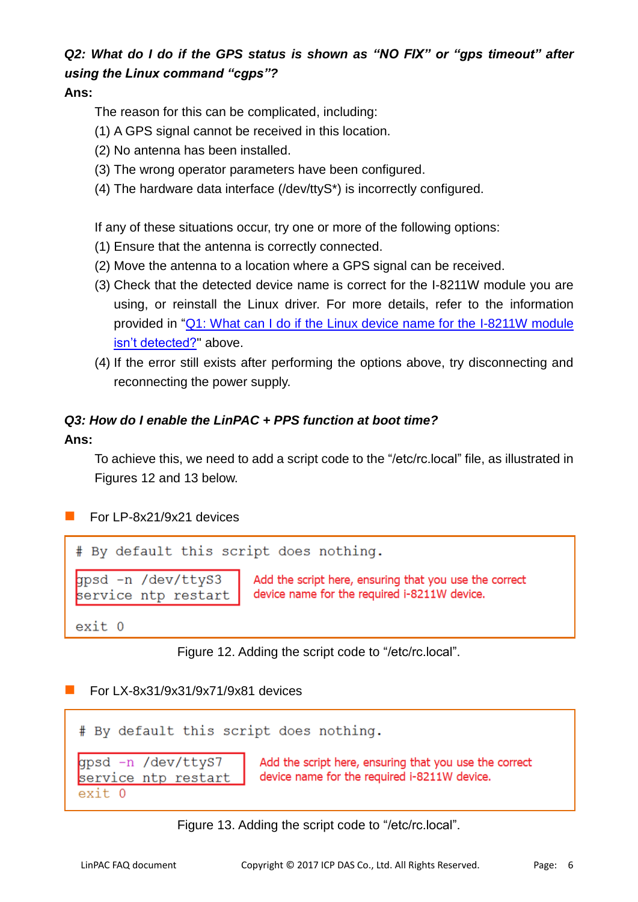***Q2: What do I do if the GPS status is shown as "NO FIX" or "gps timeout" after using the Linux command "cgps"?***

**Ans:**

The reason for this can be complicated, including:

(1) A GPS signal cannot be received in this location.

(2) No antenna has been installed.

(3) The wrong operator parameters have been configured.

(4) The hardware data interface (/dev/ttyS*) is incorrectly configured.

If any of these situations occur, try one or more of the following options:

(1) Ensure that the antenna is correctly connected.

(2) Move the antenna to a location where a GPS signal can be received.

(3) Check that the detected device name is correct for the I-8211W module you are using, or reinstall the Linux driver. For more details, refer to the information provided in "Q1: What can I do if the Linux device name for the I-8211W module isn't detected?" above.

(4) If the error still exists after performing the options above, try disconnecting and reconnecting the power supply.

***Q3: How do I enable the LinPAC + PPS function at boot time?***

**Ans:**

To achieve this, we need to add a script code to the "/etc/rc.local" file, as illustrated in Figures 12 and 13 below.

- For LP-8x21/9x21 devices

```
# By default this script does nothing.

gpsd -n /dev/ttyS3
service ntp restart

exit 0
```

Add the script here, ensuring that you use the correct device name for the required i-8211W device.

Figure 12. Adding the script code to "/etc/rc.local".

- For LX-8x31/9x31/9x71/9x81 devices

```
# By default this script does nothing.

gpsd -n /dev/ttyS7
service ntp restart
exit 0
```

Add the script here, ensuring that you use the correct device name for the required i-8211W device.

Figure 13. Adding the script code to "/etc/rc.local".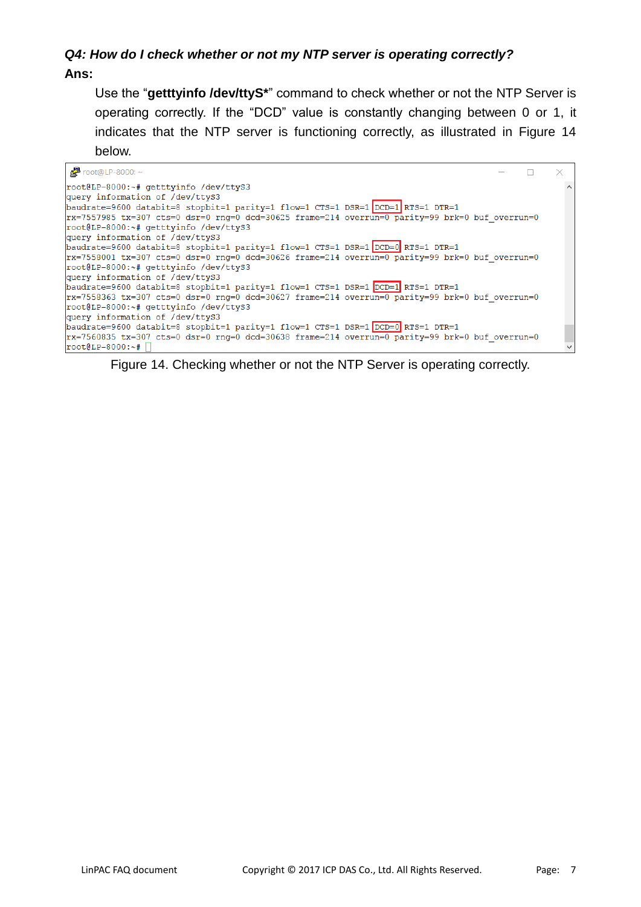***Q4: How do I check whether or not my NTP server is operating correctly?***

**Ans:**

Use the "**getttyinfo /dev/ttyS\***" command to check whether or not the NTP Server is operating correctly. If the "DCD" value is constantly changing between 0 or 1, it indicates that the NTP server is functioning correctly, as illustrated in Figure 14 below.

```
root@LP-8000:~# getttyinfo /dev/ttyS3
query information of /dev/ttyS3
baudrate=9600 databit=8 stopbit=1 parity=1 flow=1 CTS=1 DSR=1 DCD=1 RTS=1 DTR=1
rx=7557985 tx=307 cts=0 dsr=0 rng=0 dcd=30625 frame=214 overrun=0 parity=99 brk=0 buf_overrun=0
root@LP-8000:~# getttyinfo /dev/ttyS3
query information of /dev/ttyS3
baudrate=9600 databit=8 stopbit=1 parity=1 flow=1 CTS=1 DSR=1 DCD=0 RTS=1 DTR=1
rx=7558001 tx=307 cts=0 dsr=0 rng=0 dcd=30626 frame=214 overrun=0 parity=99 brk=0 buf_overrun=0
root@LP-8000:~# getttyinfo /dev/ttyS3
query information of /dev/ttyS3
baudrate=9600 databit=8 stopbit=1 parity=1 flow=1 CTS=1 DSR=1 DCD=1 RTS=1 DTR=1
rx=7558363 tx=307 cts=0 dsr=0 rng=0 dcd=30627 frame=214 overrun=0 parity=99 brk=0 buf_overrun=0
root@LP-8000:~# getttyinfo /dev/ttyS3
query information of /dev/ttyS3
baudrate=9600 databit=8 stopbit=1 parity=1 flow=1 CTS=1 DSR=1 DCD=0 RTS=1 DTR=1
rx=7560835 tx=307 cts=0 dsr=0 rng=0 dcd=30638 frame=214 overrun=0 parity=99 brk=0 buf_overrun=0
root@LP-8000:~#
```

Figure 14. Checking whether or not the NTP Server is operating correctly.